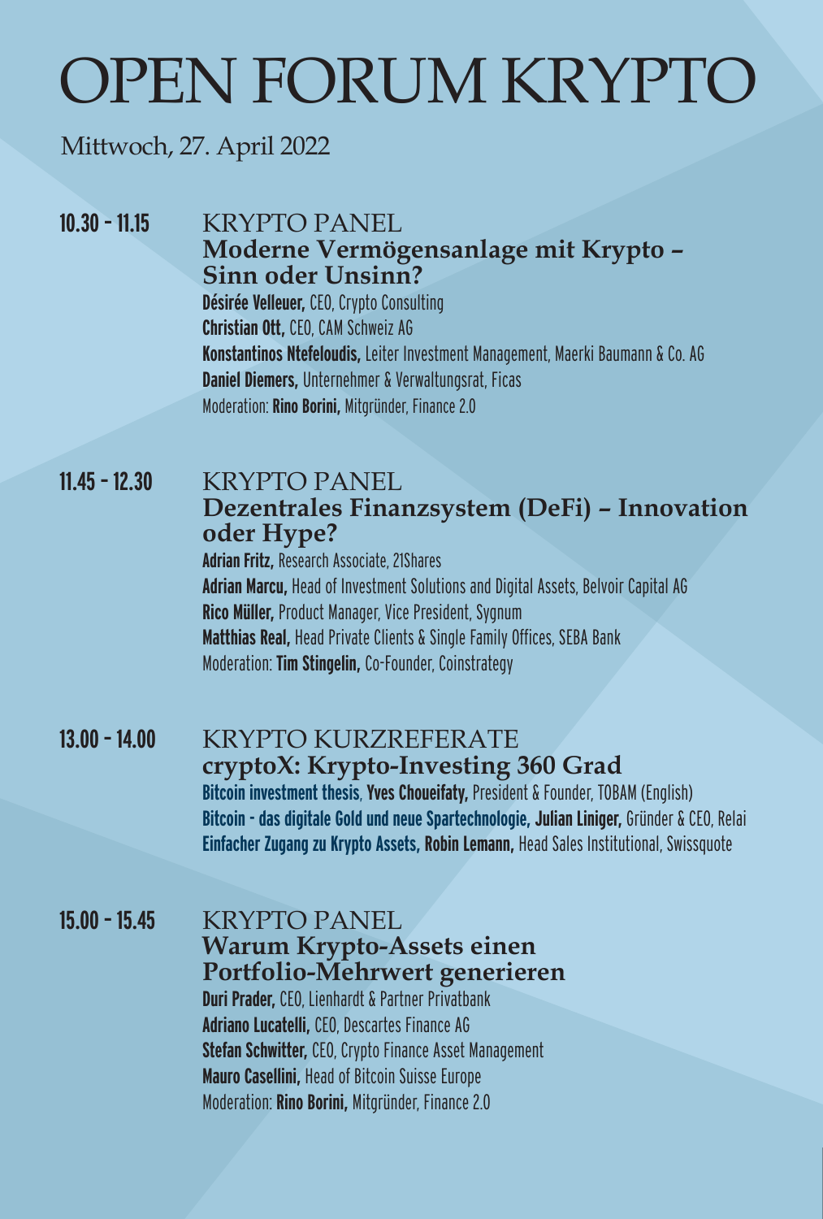# OPEN FORUM KRYPTO

Mittwoch, 27. April 2022

## 10.30 – 11.15

KRYPTO PANEL

### Moderne Vermögensanlage mit Krypto – Sinn oder Unsinn?

**Désirée Velleuer,** CEO, Crypto Consulting
**Christian Ott,** CEO, CAM Schweiz AG
**Konstantinos Ntefeloudis,** Leiter Investment Management, Maerki Baumann & Co. AG
**Daniel Diemers,** Unternehmer & Verwaltungsrat, Ficas
Moderation: **Rino Borini,** Mitgründer, Finance 2.0

## 11.45 – 12.30

KRYPTO PANEL

### Dezentrales Finanzsystem (DeFi) – Innovation oder Hype?

**Adrian Fritz,** Research Associate, 21Shares
**Adrian Marcu,** Head of Investment Solutions and Digital Assets, Belvoir Capital AG
**Rico Müller,** Product Manager, Vice President, Sygnum
**Matthias Real,** Head Private Clients & Single Family Offices, SEBA Bank
Moderation: **Tim Stingelin,** Co-Founder, Coinstrategy

## 13.00 – 14.00

KRYPTO KURZREFERATE

### cryptoX: Krypto-Investing 360 Grad

**Bitcoin investment thesis**, **Yves Choueifaty,** President & Founder, TOBAM (English)
**Bitcoin - das digitale Gold und neue Spartechnologie, Julian Liniger,** Gründer & CEO, Relai
**Einfacher Zugang zu Krypto Assets, Robin Lemann,** Head Sales Institutional, Swissquote

## 15.00 – 15.45

KRYPTO PANEL

### Warum Krypto-Assets einen Portfolio-Mehrwert generieren

**Duri Prader,** CEO, Lienhardt & Partner Privatbank
**Adriano Lucatelli,** CEO, Descartes Finance AG
**Stefan Schwitter,** CEO, Crypto Finance Asset Management
**Mauro Casellini,** Head of Bitcoin Suisse Europe
Moderation: **Rino Borini,** Mitgründer, Finance 2.0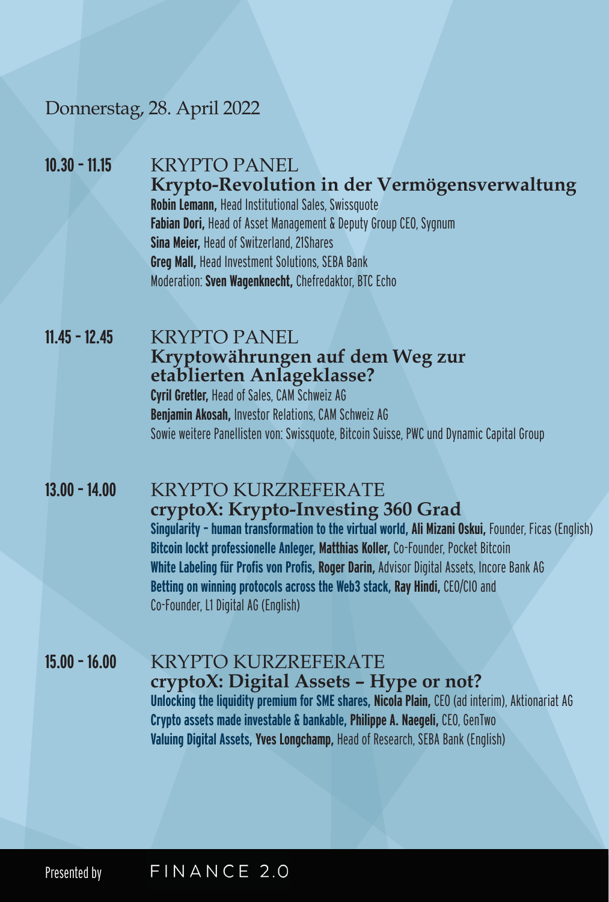Donnerstag, 28. April 2022

**10.30 – 11.15** KRYPTO PANEL

**Krypto-Revolution in der Vermögensverwaltung**

**Robin Lemann,** Head Institutional Sales, Swissquote
**Fabian Dori,** Head of Asset Management & Deputy Group CEO, Sygnum
**Sina Meier,** Head of Switzerland, 21Shares
**Greg Mall,** Head Investment Solutions, SEBA Bank
Moderation: **Sven Wagenknecht,** Chefredaktor, BTC Echo

**11.45 – 12.45** KRYPTO PANEL

**Kryptowährungen auf dem Weg zur etablierten Anlageklasse?**

**Cyril Gretler,** Head of Sales, CAM Schweiz AG
**Benjamin Akosah,** Investor Relations, CAM Schweiz AG
Sowie weitere Panellisten von: Swissquote, Bitcoin Suisse, PWC und Dynamic Capital Group

**13.00 – 14.00** KRYPTO KURZREFERATE

**cryptoX: Krypto-Investing 360 Grad**

**Singularity – human transformation to the virtual world, Ali Mizani Oskui,** Founder, Ficas (English)
**Bitcoin lockt professionelle Anleger, Matthias Koller,** Co-Founder, Pocket Bitcoin
**White Labeling für Profis von Profis, Roger Darin,** Advisor Digital Assets, Incore Bank AG
**Betting on winning protocols across the Web3 stack, Ray Hindi,** CEO/CIO and Co-Founder, L1 Digital AG (English)

**15.00 – 16.00** KRYPTO KURZREFERATE

**cryptoX: Digital Assets – Hype or not?**

**Unlocking the liquidity premium for SME shares, Nicola Plain,** CEO (ad interim), Aktionariat AG
**Crypto assets made investable & bankable, Philippe A. Naegeli,** CEO, GenTwo
**Valuing Digital Assets, Yves Longchamp,** Head of Research, SEBA Bank (English)

Presented by FINANCE 2.0